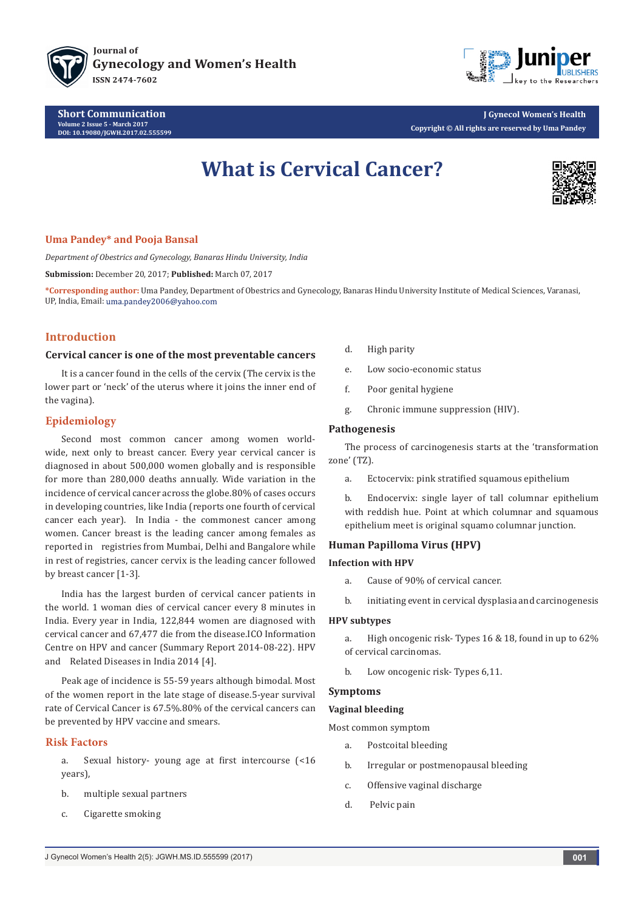Short Communication

# What is Cervical Cancer?

**Uma Pandey* and Pooja Bansal**

*Department of Obestrics and Gynecology, Banaras Hindu University, India*

**Submission:** December 20, 2017; **Published:** March 07, 2017

***Corresponding author:** Uma Pandey, Department of Obestrics and Gynecology, Banaras Hindu University Institute of Medical Sciences, Varanasi, UP, India, Email: uma.pandey2006@yahoo.com

## Introduction

### Cervical cancer is one of the most preventable cancers

It is a cancer found in the cells of the cervix (The cervix is the lower part or 'neck' of the uterus where it joins the inner end of the vagina).

## Epidemiology

Second most common cancer among women world-wide, next only to breast cancer. Every year cervical cancer is diagnosed in about 500,000 women globally and is responsible for more than 280,000 deaths annually. Wide variation in the incidence of cervical cancer across the globe.80% of cases occurs in developing countries, like India (reports one fourth of cervical cancer each year). In India - the commonest cancer among women. Cancer breast is the leading cancer among females as reported in registries from Mumbai, Delhi and Bangalore while in rest of registries, cancer cervix is the leading cancer followed by breast cancer [1-3].

India has the largest burden of cervical cancer patients in the world. 1 woman dies of cervical cancer every 8 minutes in India. Every year in India, 122,844 women are diagnosed with cervical cancer and 67,477 die from the disease.ICO Information Centre on HPV and cancer (Summary Report 2014-08-22). HPV and Related Diseases in India 2014 [4].

Peak age of incidence is 55-59 years although bimodal. Most of the women report in the late stage of disease.5-year survival rate of Cervical Cancer is 67.5%.80% of the cervical cancers can be prevented by HPV vaccine and smears.

## Risk Factors

a. Sexual history- young age at first intercourse (<16 years),

b. multiple sexual partners

c. Cigarette smoking

d. High parity

e. Low socio-economic status

f. Poor genital hygiene

g. Chronic immune suppression (HIV).

### Pathogenesis

The process of carcinogenesis starts at the 'transformation zone' (TZ).

a. Ectocervix: pink stratified squamous epithelium

b. Endocervix: single layer of tall columnar epithelium with reddish hue. Point at which columnar and squamous epithelium meet is original squamo columnar junction.

### Human Papilloma Virus (HPV)

#### Infection with HPV

a. Cause of 90% of cervical cancer.

b. initiating event in cervical dysplasia and carcinogenesis

#### HPV subtypes

a. High oncogenic risk- Types 16 & 18, found in up to 62% of cervical carcinomas.

b. Low oncogenic risk- Types 6,11.

### Symptoms

#### Vaginal bleeding

Most common symptom

a. Postcoital bleeding

b. Irregular or postmenopausal bleeding

c. Offensive vaginal discharge

d. Pelvic pain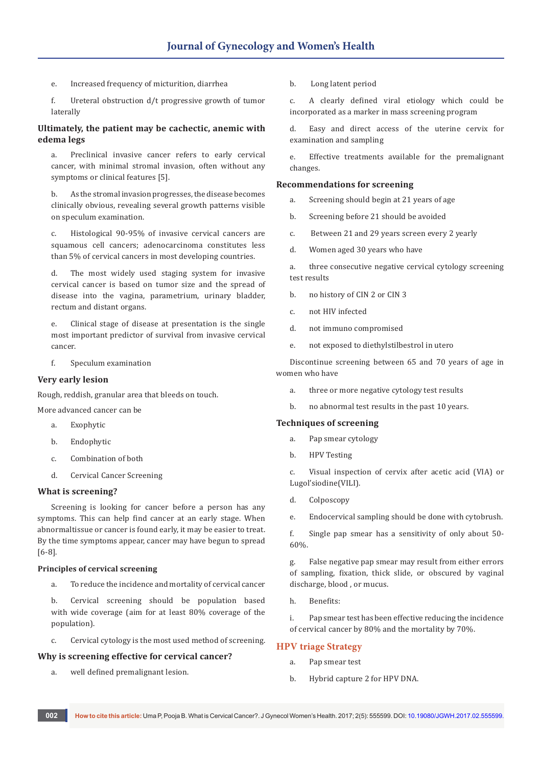e. Increased frequency of micturition, diarrhea

f. Ureteral obstruction d/t progressive growth of tumor laterally

**Ultimately, the patient may be cachectic, anemic with edema legs**

a. Preclinical invasive cancer refers to early cervical cancer, with minimal stromal invasion, often without any symptoms or clinical features [5].

b. As the stromal invasion progresses, the disease becomes clinically obvious, revealing several growth patterns visible on speculum examination.

c. Histological 90-95% of invasive cervical cancers are squamous cell cancers; adenocarcinoma constitutes less than 5% of cervical cancers in most developing countries.

d. The most widely used staging system for invasive cervical cancer is based on tumor size and the spread of disease into the vagina, parametrium, urinary bladder, rectum and distant organs.

e. Clinical stage of disease at presentation is the single most important predictor of survival from invasive cervical cancer.

f. Speculum examination

## Very early lesion

Rough, reddish, granular area that bleeds on touch.

More advanced cancer can be

a. Exophytic

b. Endophytic

c. Combination of both

d. Cervical Cancer Screening

## What is screening?

Screening is looking for cancer before a person has any symptoms. This can help find cancer at an early stage. When abnormaltissue or cancer is found early, it may be easier to treat. By the time symptoms appear, cancer may have begun to spread [6-8].

### Principles of cervical screening

a. To reduce the incidence and mortality of cervical cancer

b. Cervical screening should be population based with wide coverage (aim for at least 80% coverage of the population).

c. Cervical cytology is the most used method of screening.

## Why is screening effective for cervical cancer?

a. well defined premalignant lesion.

b. Long latent period

c. A clearly defined viral etiology which could be incorporated as a marker in mass screening program

d. Easy and direct access of the uterine cervix for examination and sampling

e. Effective treatments available for the premalignant changes.

## Recommendations for screening

a. Screening should begin at 21 years of age

b. Screening before 21 should be avoided

c. Between 21 and 29 years screen every 2 yearly

d. Women aged 30 years who have

a. three consecutive negative cervical cytology screening test results

b. no history of CIN 2 or CIN 3

c. not HIV infected

d. not immuno compromised

e. not exposed to diethylstilbestrol in utero

Discontinue screening between 65 and 70 years of age in women who have

a. three or more negative cytology test results

b. no abnormal test results in the past 10 years.

## Techniques of screening

a. Pap smear cytology

b. HPV Testing

c. Visual inspection of cervix after acetic acid (VIA) or Lugol'siodine(VILI).

d. Colposcopy

e. Endocervical sampling should be done with cytobrush.

f. Single pap smear has a sensitivity of only about 50-60%.

g. False negative pap smear may result from either errors of sampling, fixation, thick slide, or obscured by vaginal discharge, blood , or mucus.

h. Benefits:

i. Pap smear test has been effective reducing the incidence of cervical cancer by 80% and the mortality by 70%.

## HPV triage Strategy

a. Pap smear test

b. Hybrid capture 2 for HPV DNA.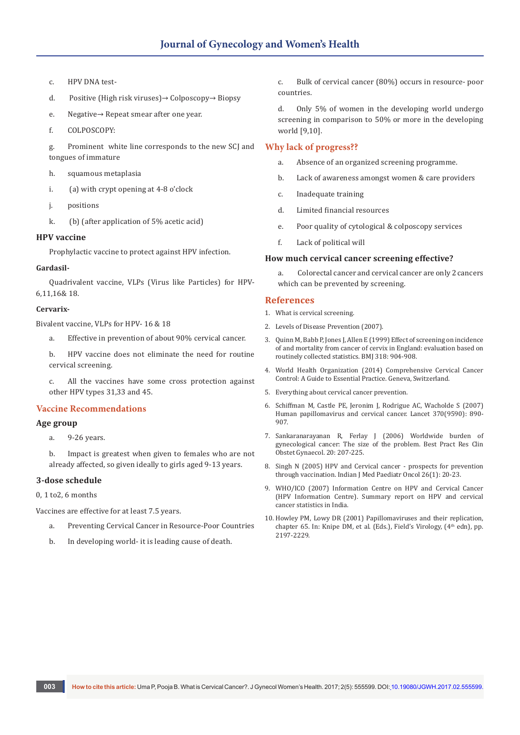c. HPV DNA test-

d. Positive (High risk viruses)→ Colposcopy→ Biopsy

e. Negative→ Repeat smear after one year.

f. COLPOSCOPY:

g. Prominent white line corresponds to the new SCJ and tongues of immature

h. squamous metaplasia

i. (a) with crypt opening at 4-8 o'clock

j. positions

k. (b) (after application of 5% acetic acid)

### HPV vaccine

Prophylactic vaccine to protect against HPV infection.

**Gardasil-**

Quadrivalent vaccine, VLPs (Virus like Particles) for HPV-6,11,16& 18.

**Cervarix-**

Bivalent vaccine, VLPs for HPV- 16 & 18

a. Effective in prevention of about 90% cervical cancer.

b. HPV vaccine does not eliminate the need for routine cervical screening.

c. All the vaccines have some cross protection against other HPV types 31,33 and 45.

## Vaccine Recommendations

### Age group

a. 9-26 years.

b. Impact is greatest when given to females who are not already affected, so given ideally to girls aged 9-13 years.

### 3-dose schedule

0, 1 to2, 6 months

Vaccines are effective for at least 7.5 years.

a. Preventing Cervical Cancer in Resource-Poor Countries

b. In developing world- it is leading cause of death.

c. Bulk of cervical cancer (80%) occurs in resource- poor countries.

d. Only 5% of women in the developing world undergo screening in comparison to 50% or more in the developing world [9,10].

## Why lack of progress??

a. Absence of an organized screening programme.

b. Lack of awareness amongst women & care providers

c. Inadequate training

d. Limited financial resources

e. Poor quality of cytological & colposcopy services

f. Lack of political will

### How much cervical cancer screening effective?

a. Colorectal cancer and cervical cancer are only 2 cancers which can be prevented by screening.

## References

1. What is cervical screening.
2. Levels of Disease Prevention (2007).
3. Quinn M, Babb P, Jones J, Allen E (1999) Effect of screening on incidence of and mortality from cancer of cervix in England: evaluation based on routinely collected statistics. BMJ 318: 904-908.
4. World Health Organization (2014) Comprehensive Cervical Cancer Control: A Guide to Essential Practice. Geneva, Switzerland.
5. Everything about cervical cancer prevention.
6. Schiffman M, Castle PE, Jeronim J, Rodrigue AC, Wacholde S (2007) Human papillomavirus and cervical cancer. Lancet 370(9590): 890-907.
7. Sankaranarayanan R, Ferlay J (2006) Worldwide burden of gynecological cancer: The size of the problem. Best Pract Res Clin Obstet Gynaecol. 20: 207-225.
8. Singh N (2005) HPV and Cervical cancer - prospects for prevention through vaccination. Indian J Med Paediatr Oncol 26(1): 20-23.
9. WHO/ICO (2007) Information Centre on HPV and Cervical Cancer (HPV Information Centre). Summary report on HPV and cervical cancer statistics in India.
10. Howley PM, Lowy DR (2001) Papillomaviruses and their replication, chapter 65. In: Knipe DM, et al. (Eds.), Field's Virology, (4th edn), pp. 2197-2229.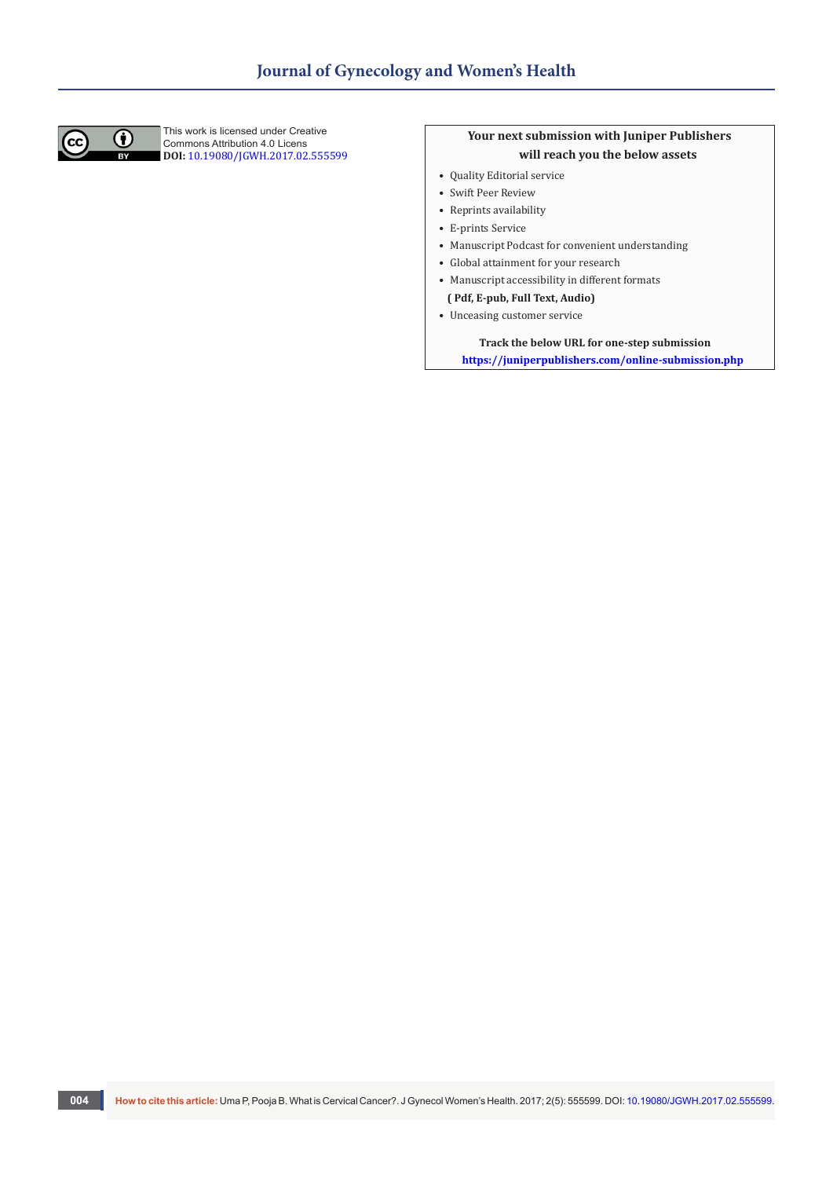This work is licensed under Creative Commons Attribution 4.0 Licens
**DOI:** 10.19080/JGWH.2017.02.555599

**Your next submission with Juniper Publishers will reach you the below assets**

- Quality Editorial service
- Swift Peer Review
- Reprints availability
- E-prints Service
- Manuscript Podcast for convenient understanding
- Global attainment for your research
- Manuscript accessibility in different formats

**( Pdf, E-pub, Full Text, Audio)**

- Unceasing customer service

**Track the below URL for one-step submission**
**https://juniperpublishers.com/online-submission.php**

**How to cite this article:** Uma P, Pooja B. What is Cervical Cancer?. J Gynecol Women's Health. 2017; 2(5): 555599. DOI: 10.19080/JGWH.2017.02.555599.